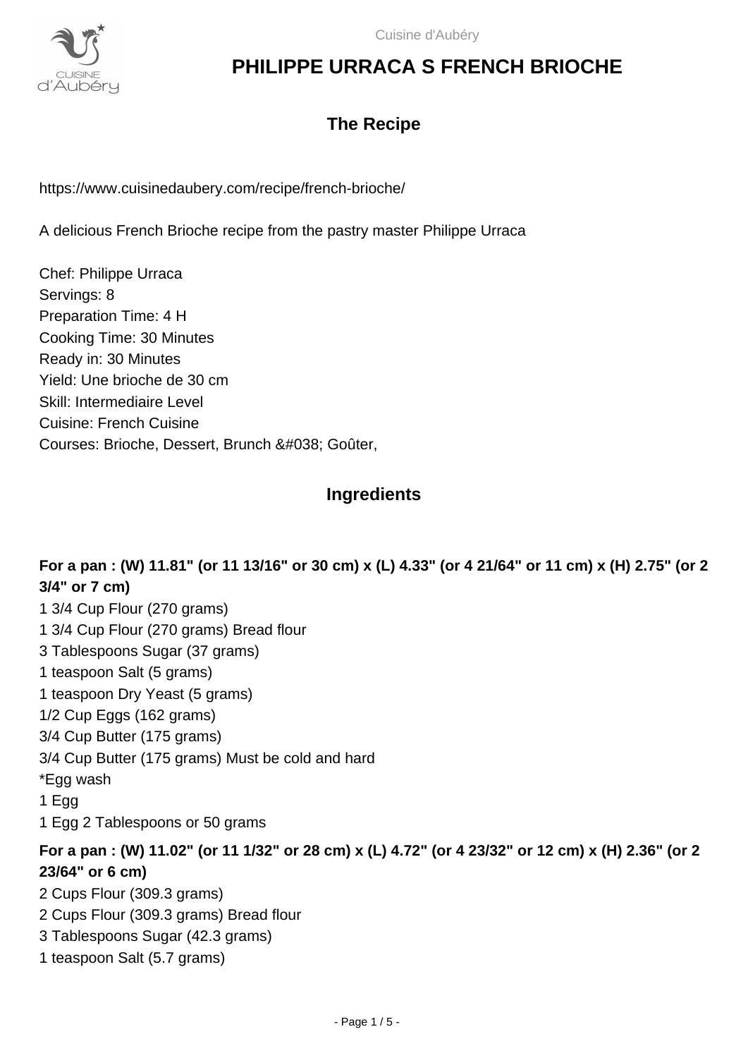# PHILIPPE URRACA S FRENCH BRIOCHE

## The Recipe

https://www.cuisinedaubery.com/recipe/french-brioche/

A delicious French Brioche recipe from the pastry master Philippe Urraca

Chef: Philippe Urraca
Servings: 8
Preparation Time: 4 H
Cooking Time: 30 Minutes
Ready in: 30 Minutes
Yield: Une brioche de 30 cm
Skill: Intermediaire Level
Cuisine: French Cuisine
Courses: Brioche, Dessert, Brunch &#038; Goûter,

## Ingredients

**For a pan : (W) 11.81" (or 11 13/16" or 30 cm) x (L) 4.33" (or 4 21/64" or 11 cm) x (H) 2.75" (or 2 3/4" or 7 cm)**

1 3/4 Cup Flour (270 grams)
1 3/4 Cup Flour (270 grams) Bread flour
3 Tablespoons Sugar (37 grams)
1 teaspoon Salt (5 grams)
1 teaspoon Dry Yeast (5 grams)
1/2 Cup Eggs (162 grams)
3/4 Cup Butter (175 grams)
3/4 Cup Butter (175 grams) Must be cold and hard
*Egg wash
1 Egg
1 Egg 2 Tablespoons or 50 grams

**For a pan : (W) 11.02" (or 11 1/32" or 28 cm) x (L) 4.72" (or 4 23/32" or 12 cm) x (H) 2.36" (or 2 23/64" or 6 cm)**

2 Cups Flour (309.3 grams)
2 Cups Flour (309.3 grams) Bread flour
3 Tablespoons Sugar (42.3 grams)
1 teaspoon Salt (5.7 grams)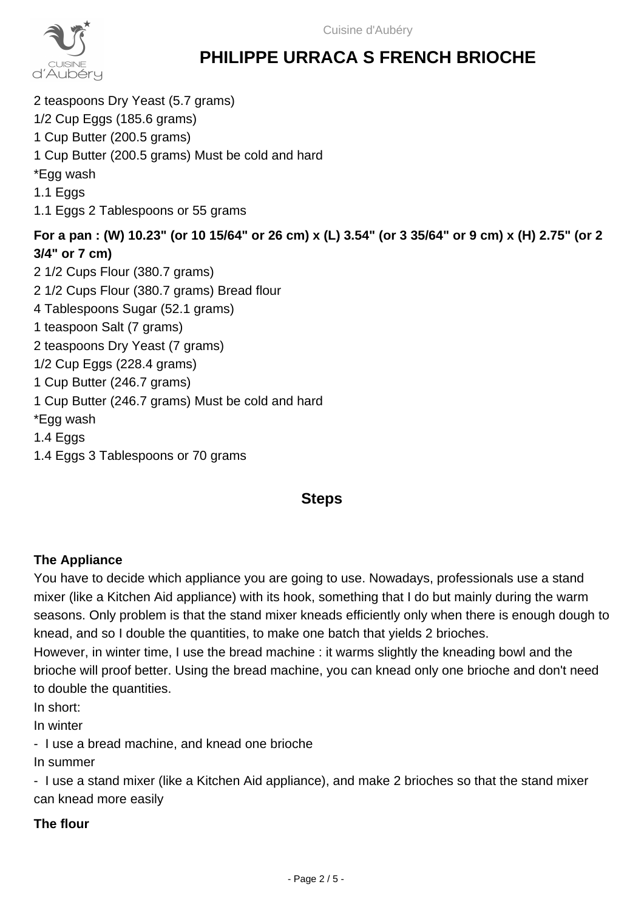2 teaspoons Dry Yeast (5.7 grams)
1/2 Cup Eggs (185.6 grams)
1 Cup Butter (200.5 grams)
1 Cup Butter (200.5 grams) Must be cold and hard
*Egg wash
1.1 Eggs
1.1 Eggs 2 Tablespoons or 55 grams

**For a pan : (W) 10.23" (or 10 15/64" or 26 cm) x (L) 3.54" (or 3 35/64" or 9 cm) x (H) 2.75" (or 2 3/4" or 7 cm)**

2 1/2 Cups Flour (380.7 grams)
2 1/2 Cups Flour (380.7 grams) Bread flour
4 Tablespoons Sugar (52.1 grams)
1 teaspoon Salt (7 grams)
2 teaspoons Dry Yeast (7 grams)
1/2 Cup Eggs (228.4 grams)
1 Cup Butter (246.7 grams)
1 Cup Butter (246.7 grams) Must be cold and hard
*Egg wash
1.4 Eggs
1.4 Eggs 3 Tablespoons or 70 grams

## Steps

**The Appliance**

You have to decide which appliance you are going to use. Nowadays, professionals use a stand mixer (like a Kitchen Aid appliance) with its hook, something that I do but mainly during the warm seasons. Only problem is that the stand mixer kneads efficiently only when there is enough dough to knead, and so I double the quantities, to make one batch that yields 2 brioches.
However, in winter time, I use the bread machine : it warms slightly the kneading bowl and the brioche will proof better. Using the bread machine, you can knead only one brioche and don't need to double the quantities.
In short:
In winter
- I use a bread machine, and knead one brioche
In summer
- I use a stand mixer (like a Kitchen Aid appliance), and make 2 brioches so that the stand mixer can knead more easily

**The flour**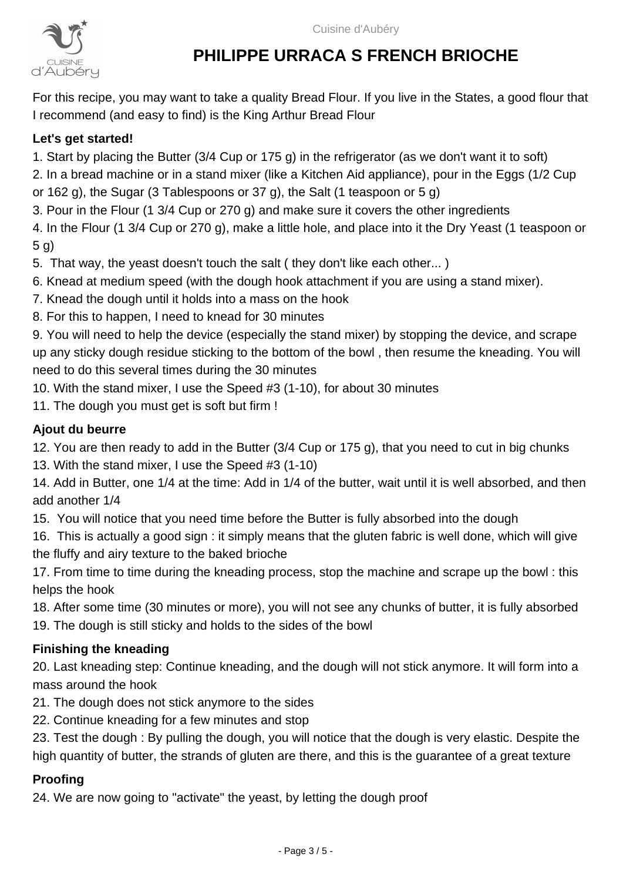# PHILIPPE URRACA S FRENCH BRIOCHE

For this recipe, you may want to take a quality Bread Flour. If you live in the States, a good flour that I recommend (and easy to find) is the King Arthur Bread Flour

### Let's get started!

1. Start by placing the Butter (3/4 Cup or 175 g) in the refrigerator (as we don't want it to soft)
2. In a bread machine or in a stand mixer (like a Kitchen Aid appliance), pour in the Eggs (1/2 Cup or 162 g), the Sugar (3 Tablespoons or 37 g), the Salt (1 teaspoon or 5 g)
3. Pour in the Flour (1 3/4 Cup or 270 g) and make sure it covers the other ingredients
4. In the Flour (1 3/4 Cup or 270 g), make a little hole, and place into it the Dry Yeast (1 teaspoon or 5 g)
5. That way, the yeast doesn't touch the salt ( they don't like each other... )
6. Knead at medium speed (with the dough hook attachment if you are using a stand mixer).
7. Knead the dough until it holds into a mass on the hook
8. For this to happen, I need to knead for 30 minutes
9. You will need to help the device (especially the stand mixer) by stopping the device, and scrape up any sticky dough residue sticking to the bottom of the bowl , then resume the kneading. You will need to do this several times during the 30 minutes
10. With the stand mixer, I use the Speed #3 (1-10), for about 30 minutes
11. The dough you must get is soft but firm !

### Ajout du beurre

12. You are then ready to add in the Butter (3/4 Cup or 175 g), that you need to cut in big chunks
13. With the stand mixer, I use the Speed #3 (1-10)
14. Add in Butter, one 1/4 at the time: Add in 1/4 of the butter, wait until it is well absorbed, and then add another 1/4
15. You will notice that you need time before the Butter is fully absorbed into the dough
16. This is actually a good sign : it simply means that the gluten fabric is well done, which will give the fluffy and airy texture to the baked brioche
17. From time to time during the kneading process, stop the machine and scrape up the bowl : this helps the hook
18. After some time (30 minutes or more), you will not see any chunks of butter, it is fully absorbed
19. The dough is still sticky and holds to the sides of the bowl

### Finishing the kneading

20. Last kneading step: Continue kneading, and the dough will not stick anymore. It will form into a mass around the hook
21. The dough does not stick anymore to the sides
22. Continue kneading for a few minutes and stop
23. Test the dough : By pulling the dough, you will notice that the dough is very elastic. Despite the high quantity of butter, the strands of gluten are there, and this is the guarantee of a great texture

### Proofing

24. We are now going to "activate" the yeast, by letting the dough proof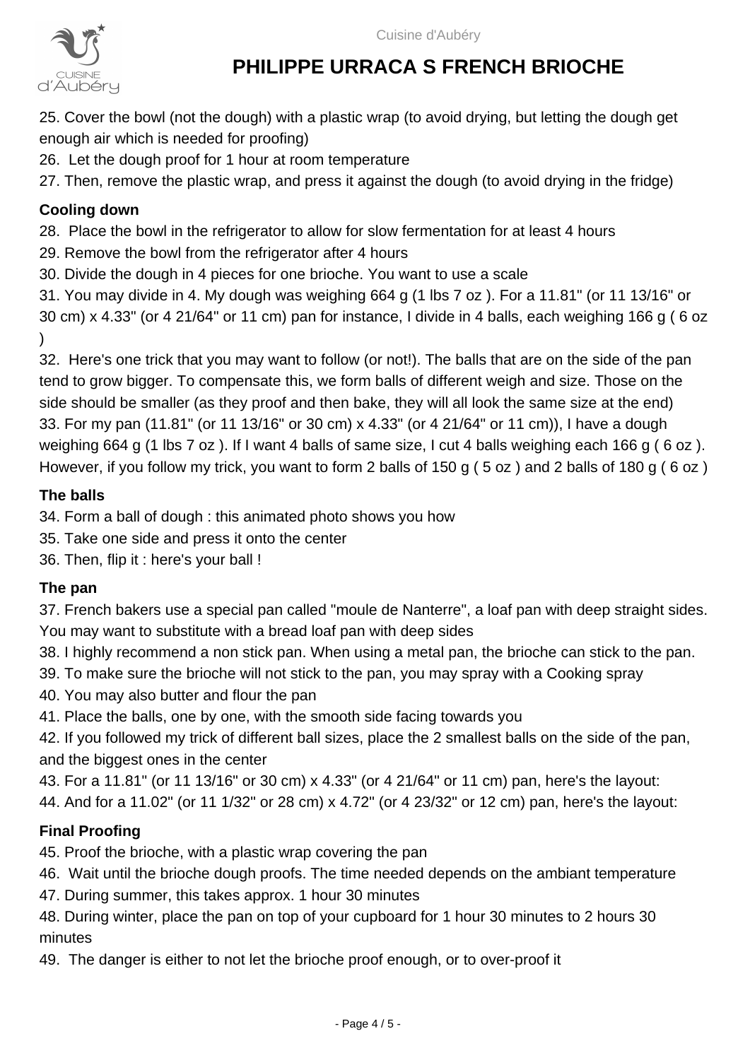25. Cover the bowl (not the dough) with a plastic wrap (to avoid drying, but letting the dough get enough air which is needed for proofing)
26. Let the dough proof for 1 hour at room temperature
27. Then, remove the plastic wrap, and press it against the dough (to avoid drying in the fridge)

**Cooling down**

28. Place the bowl in the refrigerator to allow for slow fermentation for at least 4 hours
29. Remove the bowl from the refrigerator after 4 hours
30. Divide the dough in 4 pieces for one brioche. You want to use a scale
31. You may divide in 4. My dough was weighing 664 g (1 lbs 7 oz ). For a 11.81" (or 11 13/16" or 30 cm) x 4.33" (or 4 21/64" or 11 cm) pan for instance, I divide in 4 balls, each weighing 166 g ( 6 oz )
32. Here's one trick that you may want to follow (or not!). The balls that are on the side of the pan tend to grow bigger. To compensate this, we form balls of different weigh and size. Those on the side should be smaller (as they proof and then bake, they will all look the same size at the end)
33. For my pan (11.81" (or 11 13/16" or 30 cm) x 4.33" (or 4 21/64" or 11 cm)), I have a dough weighing 664 g (1 lbs 7 oz ). If I want 4 balls of same size, I cut 4 balls weighing each 166 g ( 6 oz ). However, if you follow my trick, you want to form 2 balls of 150 g ( 5 oz ) and 2 balls of 180 g ( 6 oz )

**The balls**

34. Form a ball of dough : this animated photo shows you how
35. Take one side and press it onto the center
36. Then, flip it : here's your ball !

**The pan**

37. French bakers use a special pan called "moule de Nanterre", a loaf pan with deep straight sides. You may want to substitute with a bread loaf pan with deep sides
38. I highly recommend a non stick pan. When using a metal pan, the brioche can stick to the pan.
39. To make sure the brioche will not stick to the pan, you may spray with a Cooking spray
40. You may also butter and flour the pan
41. Place the balls, one by one, with the smooth side facing towards you
42. If you followed my trick of different ball sizes, place the 2 smallest balls on the side of the pan, and the biggest ones in the center
43. For a 11.81" (or 11 13/16" or 30 cm) x 4.33" (or 4 21/64" or 11 cm) pan, here's the layout:
44. And for a 11.02" (or 11 1/32" or 28 cm) x 4.72" (or 4 23/32" or 12 cm) pan, here's the layout:

**Final Proofing**

45. Proof the brioche, with a plastic wrap covering the pan
46. Wait until the brioche dough proofs. The time needed depends on the ambiant temperature
47. During summer, this takes approx. 1 hour 30 minutes
48. During winter, place the pan on top of your cupboard for 1 hour 30 minutes to 2 hours 30 minutes
49. The danger is either to not let the brioche proof enough, or to over-proof it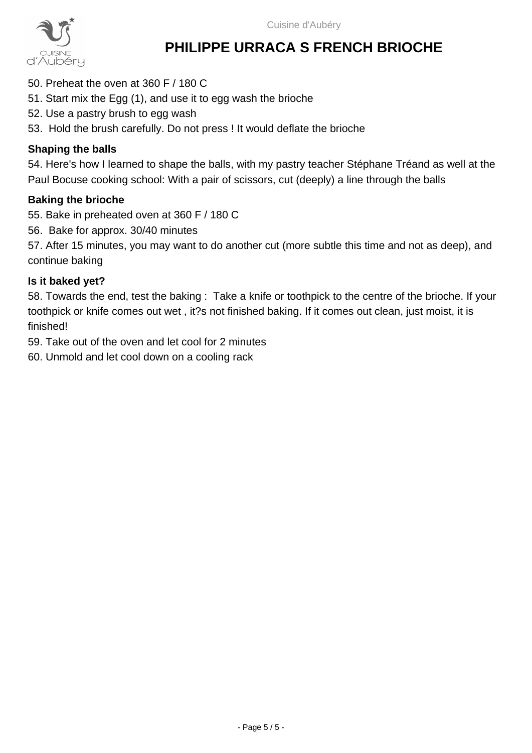# PHILIPPE URRACA S FRENCH BRIOCHE

50. Preheat the oven at 360 F / 180 C
51. Start mix the Egg (1), and use it to egg wash the brioche
52. Use a pastry brush to egg wash
53. Hold the brush carefully. Do not press ! It would deflate the brioche

**Shaping the balls**

54. Here's how I learned to shape the balls, with my pastry teacher Stéphane Tréand as well at the Paul Bocuse cooking school: With a pair of scissors, cut (deeply) a line through the balls

**Baking the brioche**

55. Bake in preheated oven at 360 F / 180 C
56. Bake for approx. 30/40 minutes
57. After 15 minutes, you may want to do another cut (more subtle this time and not as deep), and continue baking

**Is it baked yet?**

58. Towards the end, test the baking : Take a knife or toothpick to the centre of the brioche. If your toothpick or knife comes out wet , it?s not finished baking. If it comes out clean, just moist, it is finished!
59. Take out of the oven and let cool for 2 minutes
60. Unmold and let cool down on a cooling rack